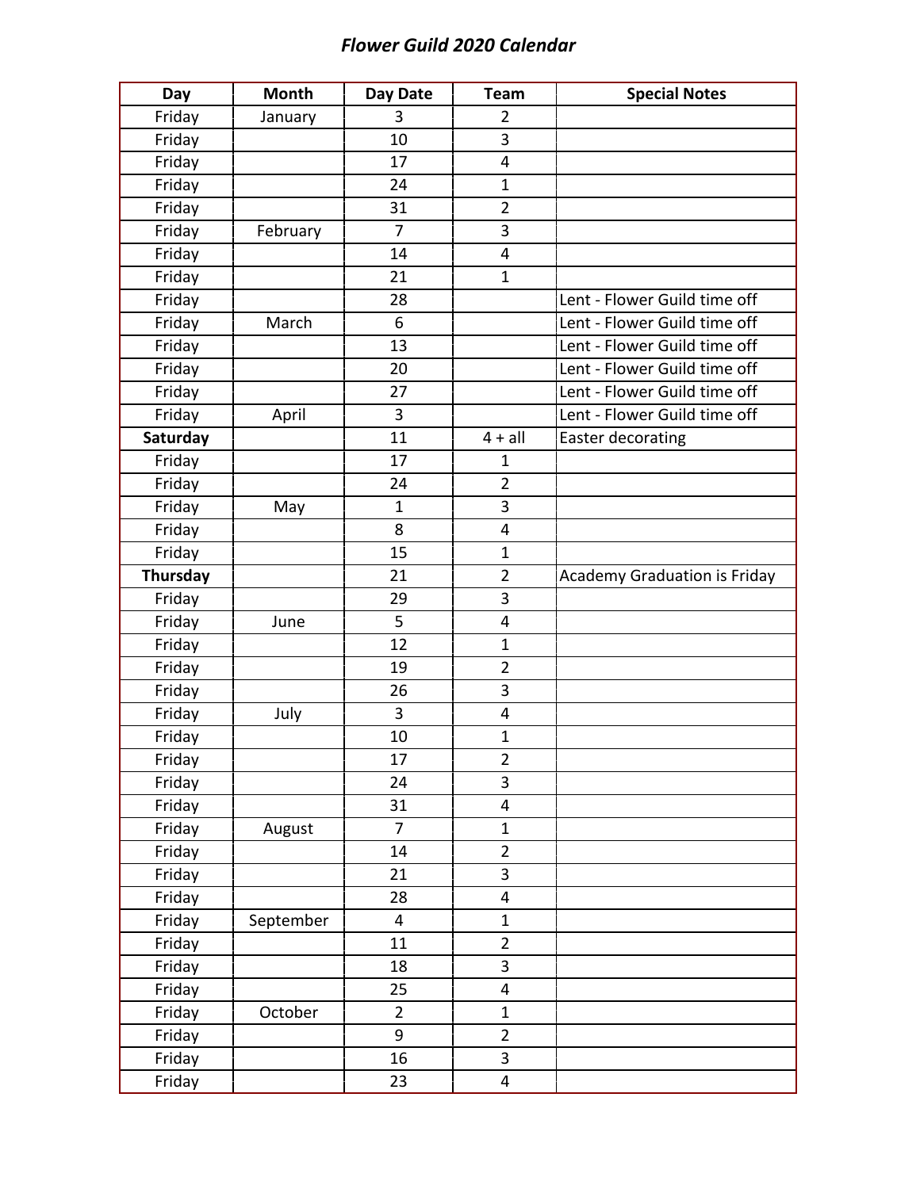## *Flower Guild 2020 Calendar*

| Day | Month | Day Date | Team | Special Notes |
|---|---|---|---|---|
| Friday | January | 3 | 2 | |
| Friday | | 10 | 3 | |
| Friday | | 17 | 4 | |
| Friday | | 24 | 1 | |
| Friday | | 31 | 2 | |
| Friday | February | 7 | 3 | |
| Friday | | 14 | 4 | |
| Friday | | 21 | 1 | |
| Friday | | 28 | | Lent - Flower Guild time off |
| Friday | March | 6 | | Lent - Flower Guild time off |
| Friday | | 13 | | Lent - Flower Guild time off |
| Friday | | 20 | | Lent - Flower Guild time off |
| Friday | | 27 | | Lent - Flower Guild time off |
| Friday | April | 3 | | Lent - Flower Guild time off |
| **Saturday** | | 11 | 4 + all | Easter decorating |
| Friday | | 17 | 1 | |
| Friday | | 24 | 2 | |
| Friday | May | 1 | 3 | |
| Friday | | 8 | 4 | |
| Friday | | 15 | 1 | |
| **Thursday** | | 21 | 2 | Academy Graduation is Friday |
| Friday | | 29 | 3 | |
| Friday | June | 5 | 4 | |
| Friday | | 12 | 1 | |
| Friday | | 19 | 2 | |
| Friday | | 26 | 3 | |
| Friday | July | 3 | 4 | |
| Friday | | 10 | 1 | |
| Friday | | 17 | 2 | |
| Friday | | 24 | 3 | |
| Friday | | 31 | 4 | |
| Friday | August | 7 | 1 | |
| Friday | | 14 | 2 | |
| Friday | | 21 | 3 | |
| Friday | | 28 | 4 | |
| Friday | September | 4 | 1 | |
| Friday | | 11 | 2 | |
| Friday | | 18 | 3 | |
| Friday | | 25 | 4 | |
| Friday | October | 2 | 1 | |
| Friday | | 9 | 2 | |
| Friday | | 16 | 3 | |
| Friday | | 23 | 4 | |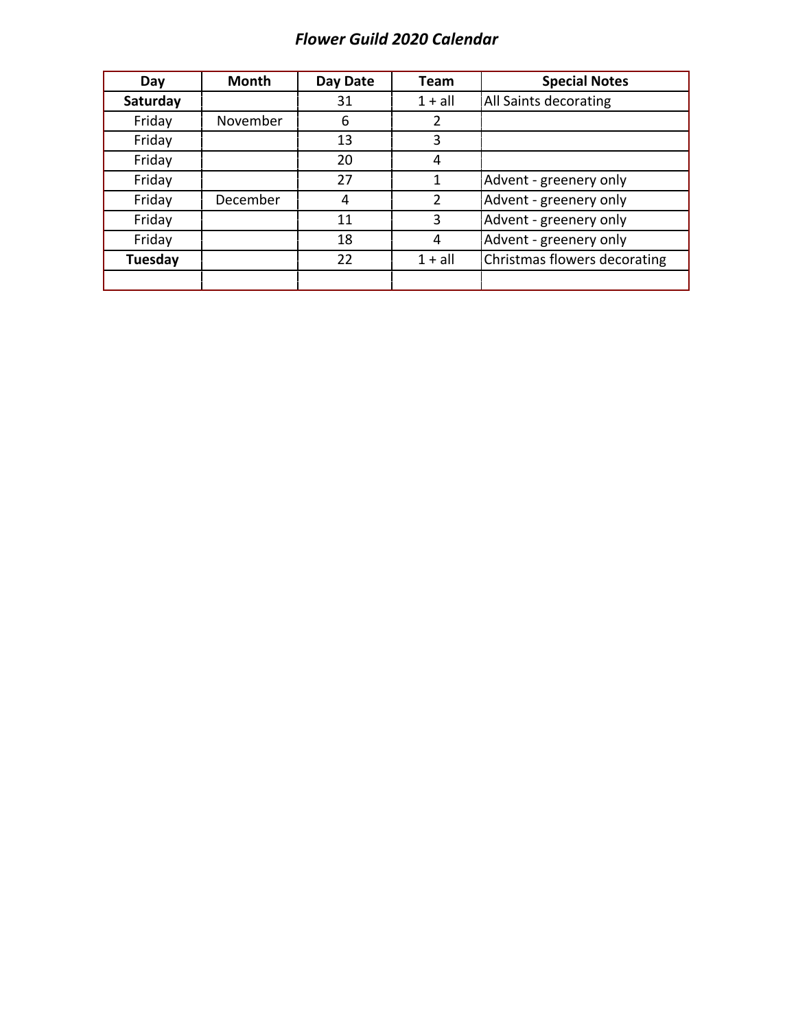***Flower Guild 2020 Calendar***

| Day | Month | Day Date | Team | Special Notes |
|---|---|---|---|---|
| **Saturday** | | 31 | 1 + all | All Saints decorating |
| Friday | November | 6 | 2 | |
| Friday | | 13 | 3 | |
| Friday | | 20 | 4 | |
| Friday | | 27 | 1 | Advent - greenery only |
| Friday | December | 4 | 2 | Advent - greenery only |
| Friday | | 11 | 3 | Advent - greenery only |
| Friday | | 18 | 4 | Advent - greenery only |
| **Tuesday** | | 22 | 1 + all | Christmas flowers decorating |
| | | | | |